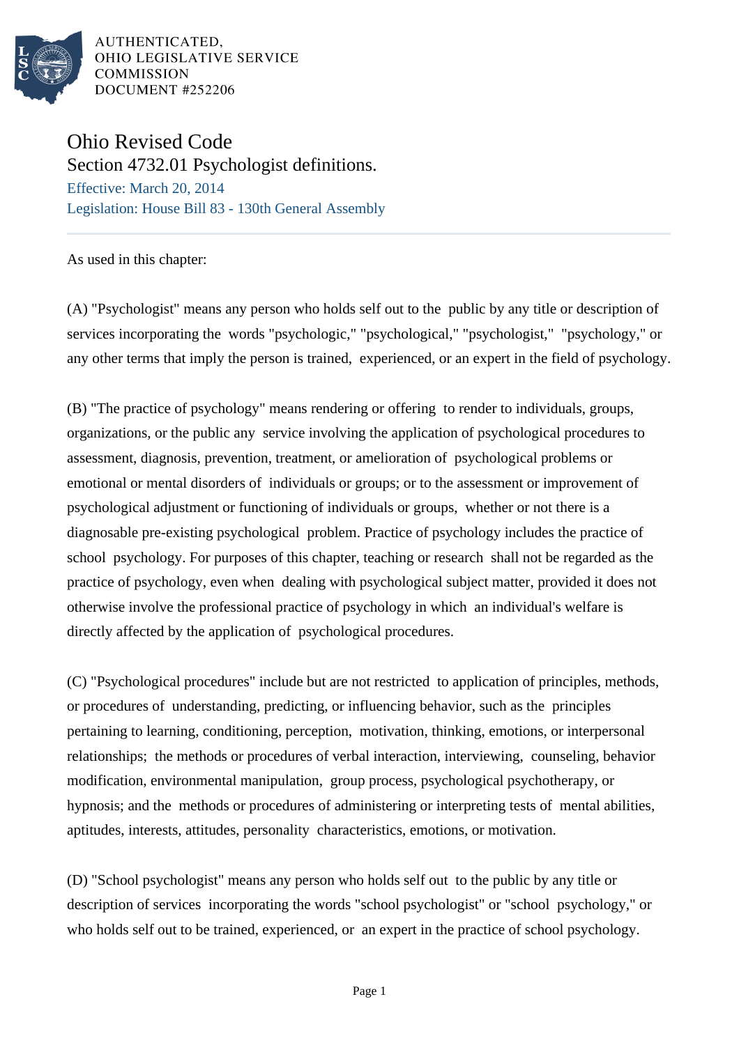AUTHENTICATED,
OHIO LEGISLATIVE SERVICE
COMMISSION
DOCUMENT #252206

# Ohio Revised Code

## Section 4732.01 Psychologist definitions.

Effective: March 20, 2014

Legislation: House Bill 83 - 130th General Assembly

---

As used in this chapter:

(A) "Psychologist" means any person who holds self out to the public by any title or description of services incorporating the words "psychologic," "psychological," "psychologist," "psychology," or any other terms that imply the person is trained, experienced, or an expert in the field of psychology.

(B) "The practice of psychology" means rendering or offering to render to individuals, groups, organizations, or the public any service involving the application of psychological procedures to assessment, diagnosis, prevention, treatment, or amelioration of psychological problems or emotional or mental disorders of individuals or groups; or to the assessment or improvement of psychological adjustment or functioning of individuals or groups, whether or not there is a diagnosable pre-existing psychological problem. Practice of psychology includes the practice of school psychology. For purposes of this chapter, teaching or research shall not be regarded as the practice of psychology, even when dealing with psychological subject matter, provided it does not otherwise involve the professional practice of psychology in which an individual's welfare is directly affected by the application of psychological procedures.

(C) "Psychological procedures" include but are not restricted to application of principles, methods, or procedures of understanding, predicting, or influencing behavior, such as the principles pertaining to learning, conditioning, perception, motivation, thinking, emotions, or interpersonal relationships; the methods or procedures of verbal interaction, interviewing, counseling, behavior modification, environmental manipulation, group process, psychological psychotherapy, or hypnosis; and the methods or procedures of administering or interpreting tests of mental abilities, aptitudes, interests, attitudes, personality characteristics, emotions, or motivation.

(D) "School psychologist" means any person who holds self out to the public by any title or description of services incorporating the words "school psychologist" or "school psychology," or who holds self out to be trained, experienced, or an expert in the practice of school psychology.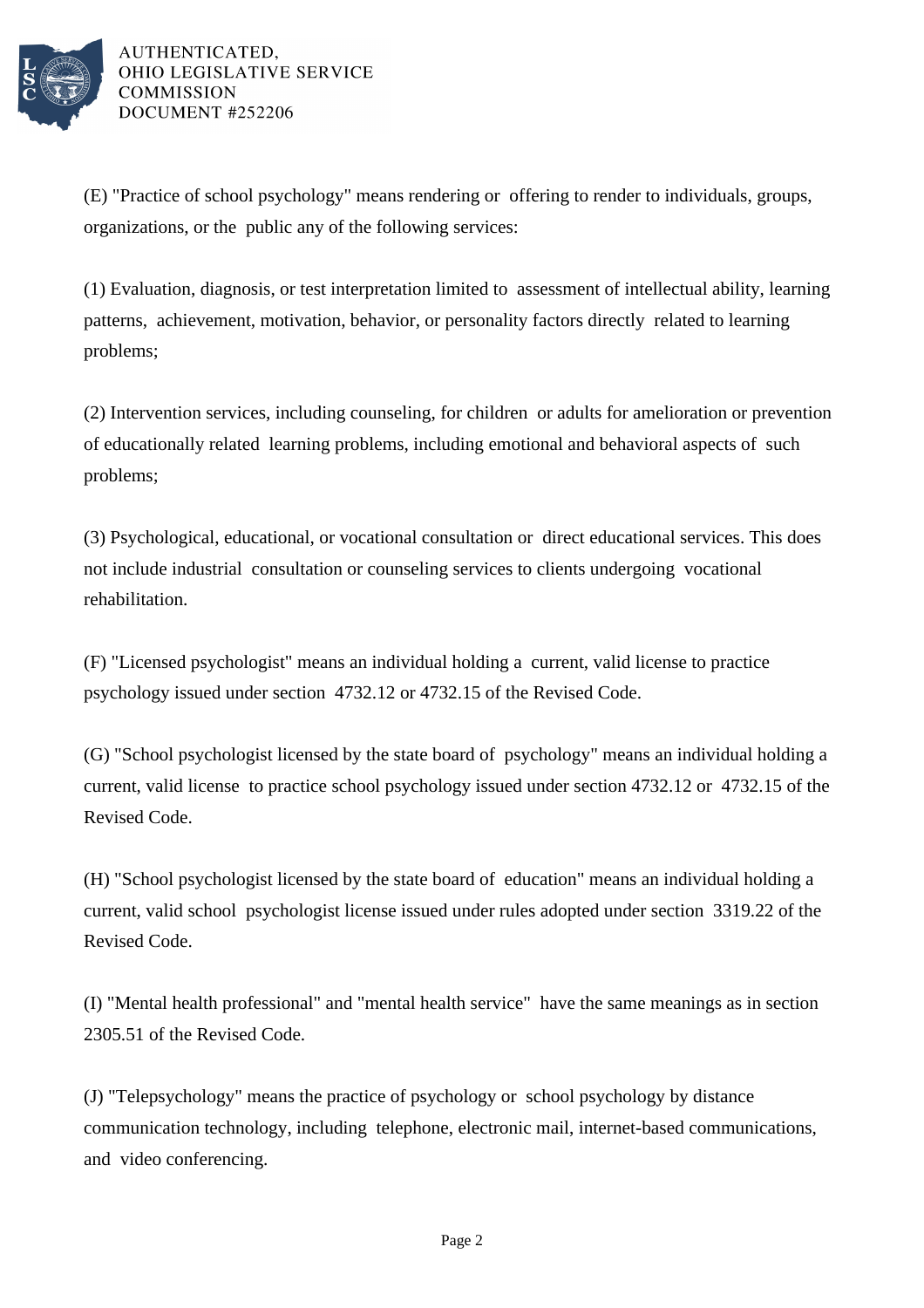(E) "Practice of school psychology" means rendering or offering to render to individuals, groups, organizations, or the public any of the following services:

(1) Evaluation, diagnosis, or test interpretation limited to assessment of intellectual ability, learning patterns, achievement, motivation, behavior, or personality factors directly related to learning problems;

(2) Intervention services, including counseling, for children or adults for amelioration or prevention of educationally related learning problems, including emotional and behavioral aspects of such problems;

(3) Psychological, educational, or vocational consultation or direct educational services. This does not include industrial consultation or counseling services to clients undergoing vocational rehabilitation.

(F) "Licensed psychologist" means an individual holding a current, valid license to practice psychology issued under section 4732.12 or 4732.15 of the Revised Code.

(G) "School psychologist licensed by the state board of psychology" means an individual holding a current, valid license to practice school psychology issued under section 4732.12 or 4732.15 of the Revised Code.

(H) "School psychologist licensed by the state board of education" means an individual holding a current, valid school psychologist license issued under rules adopted under section 3319.22 of the Revised Code.

(I) "Mental health professional" and "mental health service" have the same meanings as in section 2305.51 of the Revised Code.

(J) "Telepsychology" means the practice of psychology or school psychology by distance communication technology, including telephone, electronic mail, internet-based communications, and video conferencing.